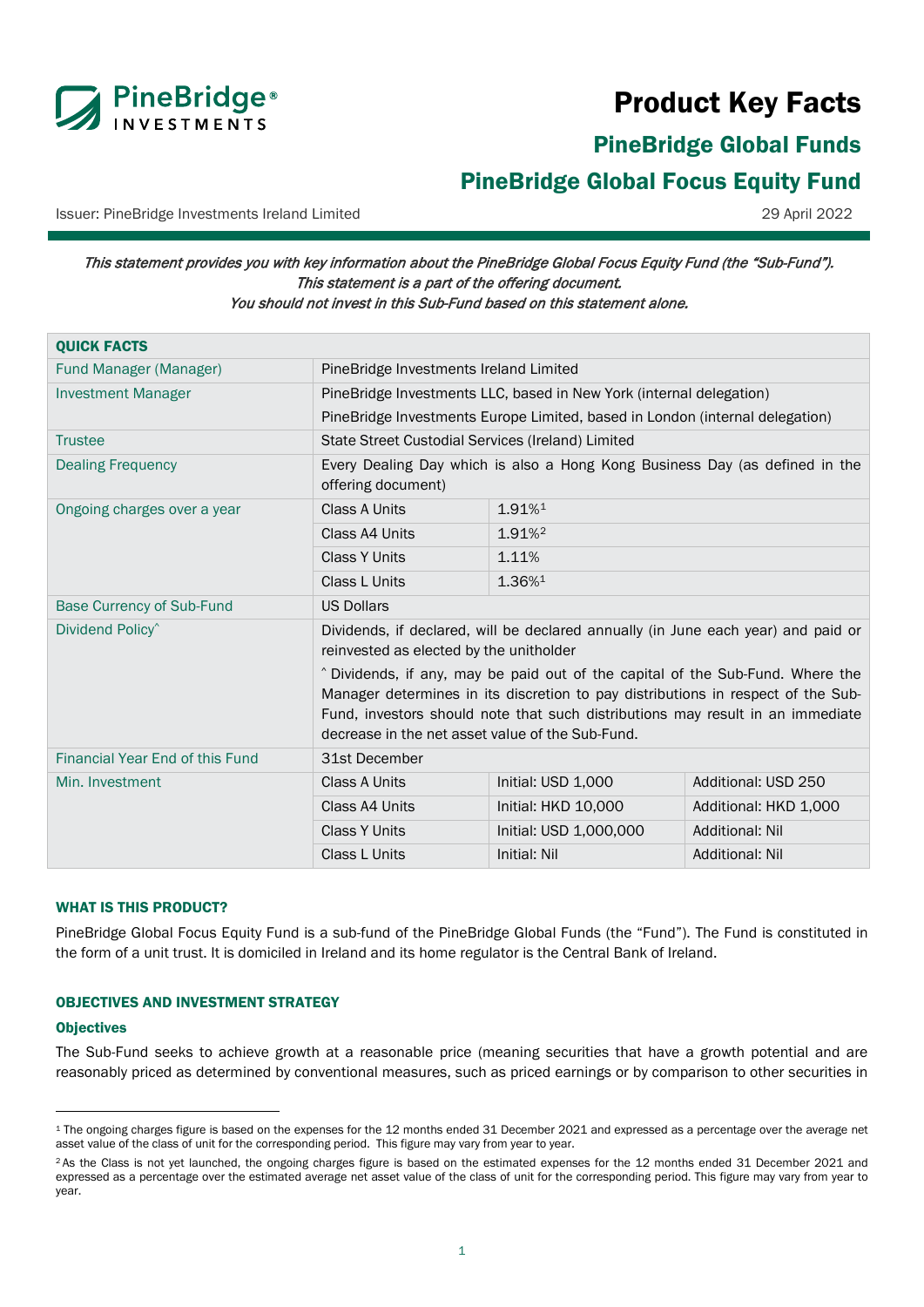# Product Key Facts

## PineBridge Global Funds

## PineBridge Global Focus Equity Fund

Issuer: PineBridge Investments Ireland Limited

29 April 2022

*This statement provides you with key information about the PineBridge Global Focus Equity Fund (the "Sub-Fund"). This statement is a part of the offering document. You should not invest in this Sub-Fund based on this statement alone.*

| QUICK FACTS | | | |
|---|---|---|---|
| Fund Manager (Manager) | PineBridge Investments Ireland Limited | | |
| Investment Manager | PineBridge Investments LLC, based in New York (internal delegation)<br>PineBridge Investments Europe Limited, based in London (internal delegation) | | |
| Trustee | State Street Custodial Services (Ireland) Limited | | |
| Dealing Frequency | Every Dealing Day which is also a Hong Kong Business Day (as defined in the offering document) | | |
| Ongoing charges over a year | Class A Units | 1.91%[1] | |
| | Class A4 Units | 1.91%[2] | |
| | Class Y Units | 1.11% | |
| | Class L Units | 1.36%[1] | |
| Base Currency of Sub-Fund | US Dollars | | |
| Dividend Policy^ | Dividends, if declared, will be declared annually (in June each year) and paid or reinvested as elected by the unitholder<br>^ Dividends, if any, may be paid out of the capital of the Sub-Fund. Where the Manager determines in its discretion to pay distributions in respect of the Sub-Fund, investors should note that such distributions may result in an immediate decrease in the net asset value of the Sub-Fund. | | |
| Financial Year End of this Fund | 31st December | | |
| Min. Investment | Class A Units | Initial: USD 1,000 | Additional: USD 250 |
| | Class A4 Units | Initial: HKD 10,000 | Additional: HKD 1,000 |
| | Class Y Units | Initial: USD 1,000,000 | Additional: Nil |
| | Class L Units | Initial: Nil | Additional: Nil |

### WHAT IS THIS PRODUCT?

PineBridge Global Focus Equity Fund is a sub-fund of the PineBridge Global Funds (the "Fund"). The Fund is constituted in the form of a unit trust. It is domiciled in Ireland and its home regulator is the Central Bank of Ireland.

### OBJECTIVES AND INVESTMENT STRATEGY

#### Objectives

The Sub-Fund seeks to achieve growth at a reasonable price (meaning securities that have a growth potential and are reasonably priced as determined by conventional measures, such as priced earnings or by comparison to other securities in

[1] The ongoing charges figure is based on the expenses for the 12 months ended 31 December 2021 and expressed as a percentage over the average net asset value of the class of unit for the corresponding period. This figure may vary from year to year.

[2] As the Class is not yet launched, the ongoing charges figure is based on the estimated expenses for the 12 months ended 31 December 2021 and expressed as a percentage over the estimated average net asset value of the class of unit for the corresponding period. This figure may vary from year to year.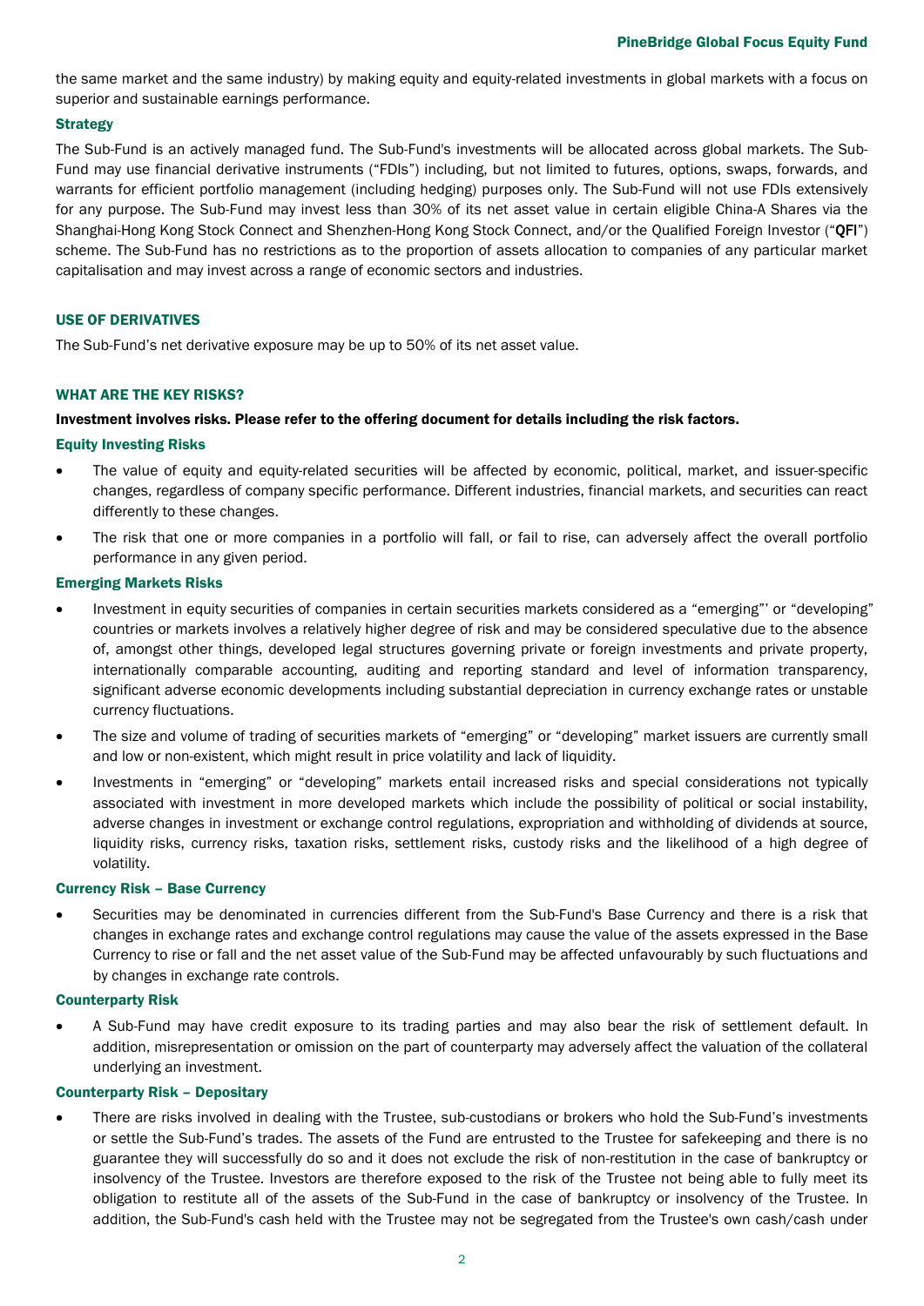the same market and the same industry) by making equity and equity-related investments in global markets with a focus on superior and sustainable earnings performance.

### Strategy

The Sub-Fund is an actively managed fund. The Sub-Fund's investments will be allocated across global markets. The Sub-Fund may use financial derivative instruments ("FDIs") including, but not limited to, futures, options, swaps, forwards, and warrants for efficient portfolio management (including hedging) purposes only. The Sub-Fund will not use FDIs extensively for any purpose. The Sub-Fund may invest less than 30% of its net asset value in certain eligible China-A Shares via the Shanghai-Hong Kong Stock Connect and Shenzhen-Hong Kong Stock Connect, and/or the Qualified Foreign Investor ("**QFI**") scheme. The Sub-Fund has no restrictions as to the proportion of assets allocation to companies of any particular market capitalisation and may invest across a range of economic sectors and industries.

## USE OF DERIVATIVES

The Sub-Fund's net derivative exposure may be up to 50% of its net asset value.

## WHAT ARE THE KEY RISKS?

**Investment involves risks. Please refer to the offering document for details including the risk factors.**

### Equity Investing Risks

- The value of equity and equity-related securities will be affected by economic, political, market, and issuer-specific changes, regardless of company specific performance. Different industries, financial markets, and securities can react differently to these changes.
- The risk that one or more companies in a portfolio will fall, or fail to rise, can adversely affect the overall portfolio performance in any given period.

### Emerging Markets Risks

- Investment in equity securities of companies in certain securities markets considered as a "emerging"' or "developing" countries or markets involves a relatively higher degree of risk and may be considered speculative due to the absence of, amongst other things, developed legal structures governing private or foreign investments and private property, internationally comparable accounting, auditing and reporting standard and level of information transparency, significant adverse economic developments including substantial depreciation in currency exchange rates or unstable currency fluctuations.
- The size and volume of trading of securities markets of "emerging" or "developing" market issuers are currently small and low or non-existent, which might result in price volatility and lack of liquidity.
- Investments in "emerging" or "developing" markets entail increased risks and special considerations not typically associated with investment in more developed markets which include the possibility of political or social instability, adverse changes in investment or exchange control regulations, expropriation and withholding of dividends at source, liquidity risks, currency risks, taxation risks, settlement risks, custody risks and the likelihood of a high degree of volatility.

### Currency Risk – Base Currency

- Securities may be denominated in currencies different from the Sub-Fund's Base Currency and there is a risk that changes in exchange rates and exchange control regulations may cause the value of the assets expressed in the Base Currency to rise or fall and the net asset value of the Sub-Fund may be affected unfavourably by such fluctuations and by changes in exchange rate controls.

### Counterparty Risk

- A Sub-Fund may have credit exposure to its trading parties and may also bear the risk of settlement default. In addition, misrepresentation or omission on the part of counterparty may adversely affect the valuation of the collateral underlying an investment.

### Counterparty Risk – Depositary

- There are risks involved in dealing with the Trustee, sub-custodians or brokers who hold the Sub-Fund's investments or settle the Sub-Fund's trades. The assets of the Fund are entrusted to the Trustee for safekeeping and there is no guarantee they will successfully do so and it does not exclude the risk of non-restitution in the case of bankruptcy or insolvency of the Trustee. Investors are therefore exposed to the risk of the Trustee not being able to fully meet its obligation to restitute all of the assets of the Sub-Fund in the case of bankruptcy or insolvency of the Trustee. In addition, the Sub-Fund's cash held with the Trustee may not be segregated from the Trustee's own cash/cash under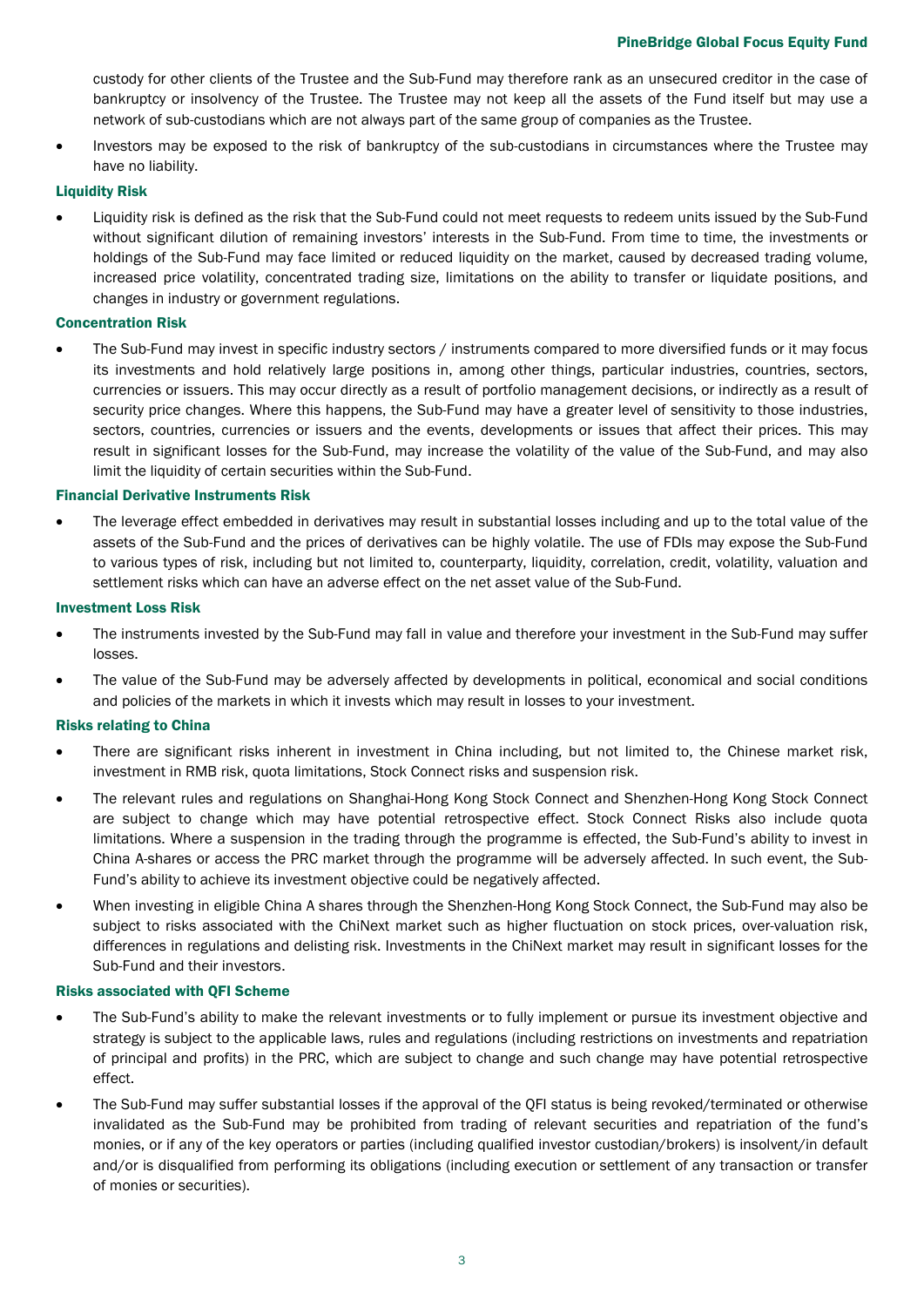custody for other clients of the Trustee and the Sub-Fund may therefore rank as an unsecured creditor in the case of bankruptcy or insolvency of the Trustee. The Trustee may not keep all the assets of the Fund itself but may use a network of sub-custodians which are not always part of the same group of companies as the Trustee.

- Investors may be exposed to the risk of bankruptcy of the sub-custodians in circumstances where the Trustee may have no liability.

### Liquidity Risk

- Liquidity risk is defined as the risk that the Sub-Fund could not meet requests to redeem units issued by the Sub-Fund without significant dilution of remaining investors' interests in the Sub-Fund. From time to time, the investments or holdings of the Sub-Fund may face limited or reduced liquidity on the market, caused by decreased trading volume, increased price volatility, concentrated trading size, limitations on the ability to transfer or liquidate positions, and changes in industry or government regulations.

### Concentration Risk

- The Sub-Fund may invest in specific industry sectors / instruments compared to more diversified funds or it may focus its investments and hold relatively large positions in, among other things, particular industries, countries, sectors, currencies or issuers. This may occur directly as a result of portfolio management decisions, or indirectly as a result of security price changes. Where this happens, the Sub-Fund may have a greater level of sensitivity to those industries, sectors, countries, currencies or issuers and the events, developments or issues that affect their prices. This may result in significant losses for the Sub-Fund, may increase the volatility of the value of the Sub-Fund, and may also limit the liquidity of certain securities within the Sub-Fund.

### Financial Derivative Instruments Risk

- The leverage effect embedded in derivatives may result in substantial losses including and up to the total value of the assets of the Sub-Fund and the prices of derivatives can be highly volatile. The use of FDIs may expose the Sub-Fund to various types of risk, including but not limited to, counterparty, liquidity, correlation, credit, volatility, valuation and settlement risks which can have an adverse effect on the net asset value of the Sub-Fund.

### Investment Loss Risk

- The instruments invested by the Sub-Fund may fall in value and therefore your investment in the Sub-Fund may suffer losses.
- The value of the Sub-Fund may be adversely affected by developments in political, economical and social conditions and policies of the markets in which it invests which may result in losses to your investment.

### Risks relating to China

- There are significant risks inherent in investment in China including, but not limited to, the Chinese market risk, investment in RMB risk, quota limitations, Stock Connect risks and suspension risk.
- The relevant rules and regulations on Shanghai-Hong Kong Stock Connect and Shenzhen-Hong Kong Stock Connect are subject to change which may have potential retrospective effect. Stock Connect Risks also include quota limitations. Where a suspension in the trading through the programme is effected, the Sub-Fund's ability to invest in China A-shares or access the PRC market through the programme will be adversely affected. In such event, the Sub-Fund's ability to achieve its investment objective could be negatively affected.
- When investing in eligible China A shares through the Shenzhen-Hong Kong Stock Connect, the Sub-Fund may also be subject to risks associated with the ChiNext market such as higher fluctuation on stock prices, over-valuation risk, differences in regulations and delisting risk. Investments in the ChiNext market may result in significant losses for the Sub-Fund and their investors.

### Risks associated with QFI Scheme

- The Sub-Fund's ability to make the relevant investments or to fully implement or pursue its investment objective and strategy is subject to the applicable laws, rules and regulations (including restrictions on investments and repatriation of principal and profits) in the PRC, which are subject to change and such change may have potential retrospective effect.
- The Sub-Fund may suffer substantial losses if the approval of the QFI status is being revoked/terminated or otherwise invalidated as the Sub-Fund may be prohibited from trading of relevant securities and repatriation of the fund's monies, or if any of the key operators or parties (including qualified investor custodian/brokers) is insolvent/in default and/or is disqualified from performing its obligations (including execution or settlement of any transaction or transfer of monies or securities).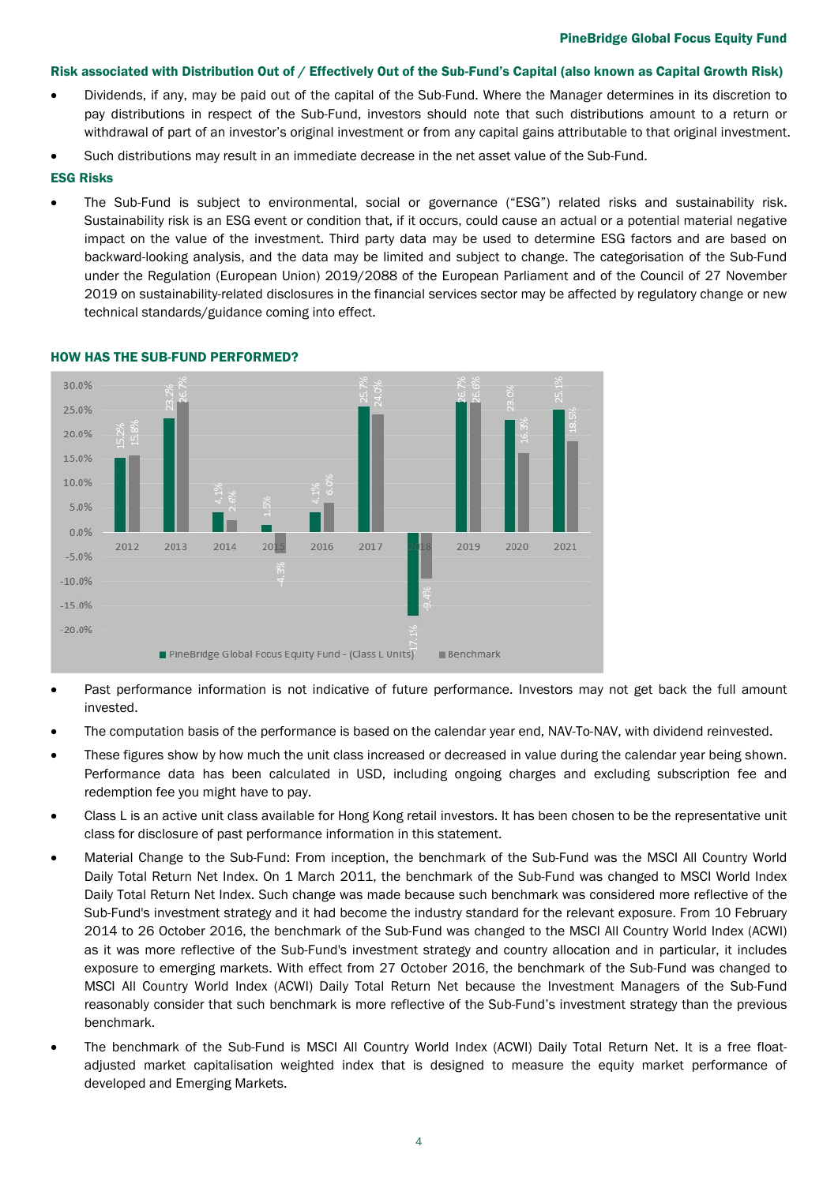### Risk associated with Distribution Out of / Effectively Out of the Sub-Fund's Capital (also known as Capital Growth Risk)

- Dividends, if any, may be paid out of the capital of the Sub-Fund. Where the Manager determines in its discretion to pay distributions in respect of the Sub-Fund, investors should note that such distributions amount to a return or withdrawal of part of an investor's original investment or from any capital gains attributable to that original investment.
- Such distributions may result in an immediate decrease in the net asset value of the Sub-Fund.

### ESG Risks

- The Sub-Fund is subject to environmental, social or governance ("ESG") related risks and sustainability risk. Sustainability risk is an ESG event or condition that, if it occurs, could cause an actual or a potential material negative impact on the value of the investment. Third party data may be used to determine ESG factors and are based on backward-looking analysis, and the data may be limited and subject to change. The categorisation of the Sub-Fund under the Regulation (European Union) 2019/2088 of the European Parliament and of the Council of 27 November 2019 on sustainability-related disclosures in the financial services sector may be affected by regulatory change or new technical standards/guidance coming into effect.

## HOW HAS THE SUB-FUND PERFORMED?

| Year | PineBridge Global Focus Equity Fund - (Class L Units) | Benchmark |
|---|---|---|
| 2012 | 15.2% | 15.8% |
| 2013 | 23.2% | 26.7% |
| 2014 | 4.1% | 2.6% |
| 2015 | 1.5% | -4.3% |
| 2016 | 4.1% | 6.0% |
| 2017 | 25.7% | 24.0% |
| 2018 | -17.1% | -9.4% |
| 2019 | 26.7% | 26.6% |
| 2020 | 23.0% | 16.3% |
| 2021 | 25.1% | 18.5% |

- Past performance information is not indicative of future performance. Investors may not get back the full amount invested.
- The computation basis of the performance is based on the calendar year end, NAV-To-NAV, with dividend reinvested.
- These figures show by how much the unit class increased or decreased in value during the calendar year being shown. Performance data has been calculated in USD, including ongoing charges and excluding subscription fee and redemption fee you might have to pay.
- Class L is an active unit class available for Hong Kong retail investors. It has been chosen to be the representative unit class for disclosure of past performance information in this statement.
- Material Change to the Sub-Fund: From inception, the benchmark of the Sub-Fund was the MSCI All Country World Daily Total Return Net Index. On 1 March 2011, the benchmark of the Sub-Fund was changed to MSCI World Index Daily Total Return Net Index. Such change was made because such benchmark was considered more reflective of the Sub-Fund's investment strategy and it had become the industry standard for the relevant exposure. From 10 February 2014 to 26 October 2016, the benchmark of the Sub-Fund was changed to the MSCI All Country World Index (ACWI) as it was more reflective of the Sub-Fund's investment strategy and country allocation and in particular, it includes exposure to emerging markets. With effect from 27 October 2016, the benchmark of the Sub-Fund was changed to MSCI All Country World Index (ACWI) Daily Total Return Net because the Investment Managers of the Sub-Fund reasonably consider that such benchmark is more reflective of the Sub-Fund's investment strategy than the previous benchmark.
- The benchmark of the Sub-Fund is MSCI All Country World Index (ACWI) Daily Total Return Net. It is a free float-adjusted market capitalisation weighted index that is designed to measure the equity market performance of developed and Emerging Markets.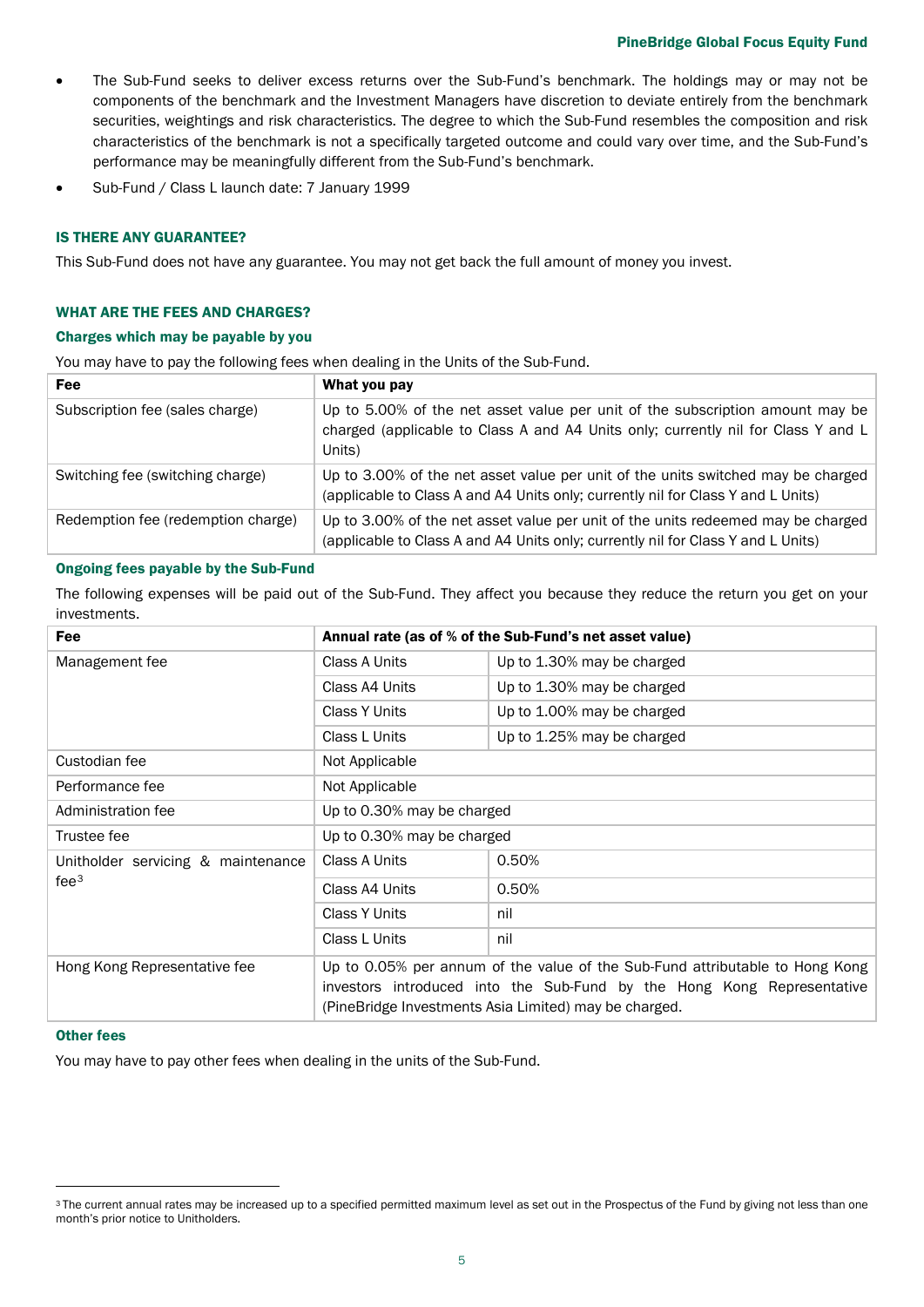- The Sub-Fund seeks to deliver excess returns over the Sub-Fund's benchmark. The holdings may or may not be components of the benchmark and the Investment Managers have discretion to deviate entirely from the benchmark securities, weightings and risk characteristics. The degree to which the Sub-Fund resembles the composition and risk characteristics of the benchmark is not a specifically targeted outcome and could vary over time, and the Sub-Fund's performance may be meaningfully different from the Sub-Fund's benchmark.
- Sub-Fund / Class L launch date: 7 January 1999

## IS THERE ANY GUARANTEE?

This Sub-Fund does not have any guarantee. You may not get back the full amount of money you invest.

## WHAT ARE THE FEES AND CHARGES?

### Charges which may be payable by you

You may have to pay the following fees when dealing in the Units of the Sub-Fund.

| Fee | What you pay |
|---|---|
| Subscription fee (sales charge) | Up to 5.00% of the net asset value per unit of the subscription amount may be charged (applicable to Class A and A4 Units only; currently nil for Class Y and L Units) |
| Switching fee (switching charge) | Up to 3.00% of the net asset value per unit of the units switched may be charged (applicable to Class A and A4 Units only; currently nil for Class Y and L Units) |
| Redemption fee (redemption charge) | Up to 3.00% of the net asset value per unit of the units redeemed may be charged (applicable to Class A and A4 Units only; currently nil for Class Y and L Units) |

### Ongoing fees payable by the Sub-Fund

The following expenses will be paid out of the Sub-Fund. They affect you because they reduce the return you get on your investments.

| Fee | Annual rate (as of % of the Sub-Fund's net asset value) | |
|---|---|---|
| Management fee | Class A Units | Up to 1.30% may be charged |
| | Class A4 Units | Up to 1.30% may be charged |
| | Class Y Units | Up to 1.00% may be charged |
| | Class L Units | Up to 1.25% may be charged |
| Custodian fee | Not Applicable | |
| Performance fee | Not Applicable | |
| Administration fee | Up to 0.30% may be charged | |
| Trustee fee | Up to 0.30% may be charged | |
| Unitholder servicing & maintenance fee[3] | Class A Units | 0.50% |
| | Class A4 Units | 0.50% |
| | Class Y Units | nil |
| | Class L Units | nil |
| Hong Kong Representative fee | Up to 0.05% per annum of the value of the Sub-Fund attributable to Hong Kong investors introduced into the Sub-Fund by the Hong Kong Representative (PineBridge Investments Asia Limited) may be charged. | |

### Other fees

You may have to pay other fees when dealing in the units of the Sub-Fund.

[3] The current annual rates may be increased up to a specified permitted maximum level as set out in the Prospectus of the Fund by giving not less than one month's prior notice to Unitholders.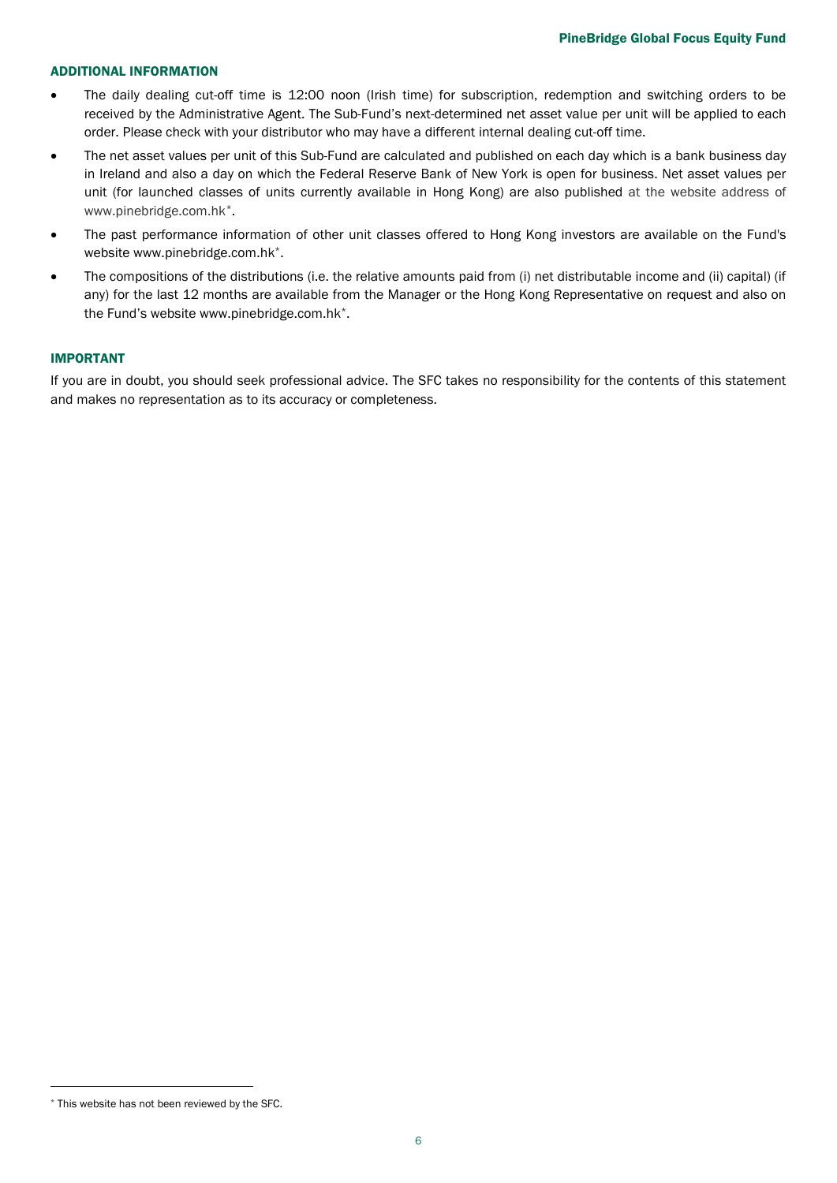## ADDITIONAL INFORMATION

- The daily dealing cut-off time is 12:00 noon (Irish time) for subscription, redemption and switching orders to be received by the Administrative Agent. The Sub-Fund's next-determined net asset value per unit will be applied to each order. Please check with your distributor who may have a different internal dealing cut-off time.
- The net asset values per unit of this Sub-Fund are calculated and published on each day which is a bank business day in Ireland and also a day on which the Federal Reserve Bank of New York is open for business. Net asset values per unit (for launched classes of units currently available in Hong Kong) are also published at the website address of www.pinebridge.com.hk*.
- The past performance information of other unit classes offered to Hong Kong investors are available on the Fund's website www.pinebridge.com.hk*.
- The compositions of the distributions (i.e. the relative amounts paid from (i) net distributable income and (ii) capital) (if any) for the last 12 months are available from the Manager or the Hong Kong Representative on request and also on the Fund's website www.pinebridge.com.hk*.

## IMPORTANT

If you are in doubt, you should seek professional advice. The SFC takes no responsibility for the contents of this statement and makes no representation as to its accuracy or completeness.

* This website has not been reviewed by the SFC.